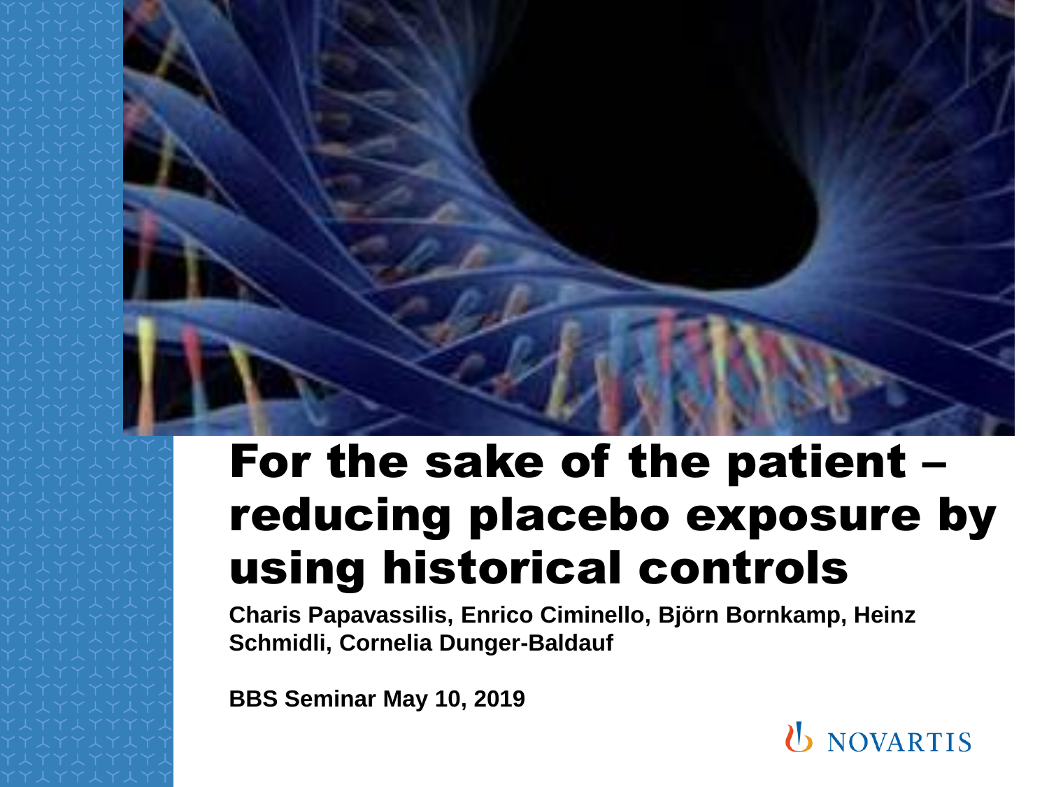# For the sake of the patient – reducing placebo exposure by using historical controls

**Charis Papavassilis, Enrico Ciminello, Björn Bornkamp, Heinz Schmidli, Cornelia Dunger-Baldauf**

**BBS Seminar May 10, 2019**

NOVARTIS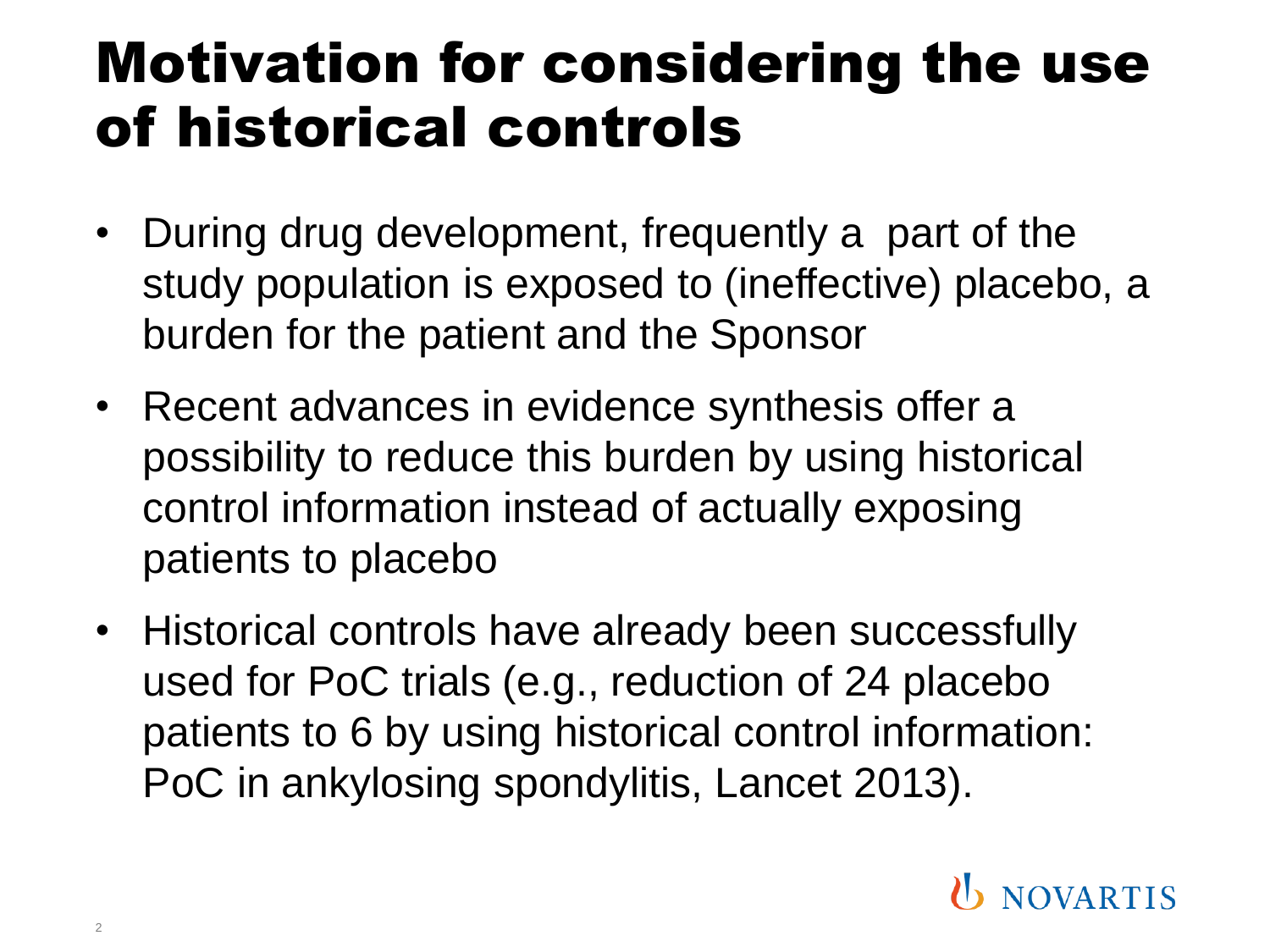# Motivation for considering the use of historical controls

- During drug development, frequently a part of the study population is exposed to (ineffective) placebo, a burden for the patient and the Sponsor
- Recent advances in evidence synthesis offer a possibility to reduce this burden by using historical control information instead of actually exposing patients to placebo
- Historical controls have already been successfully used for PoC trials (e.g., reduction of 24 placebo patients to 6 by using historical control information: PoC in ankylosing spondylitis, Lancet 2013).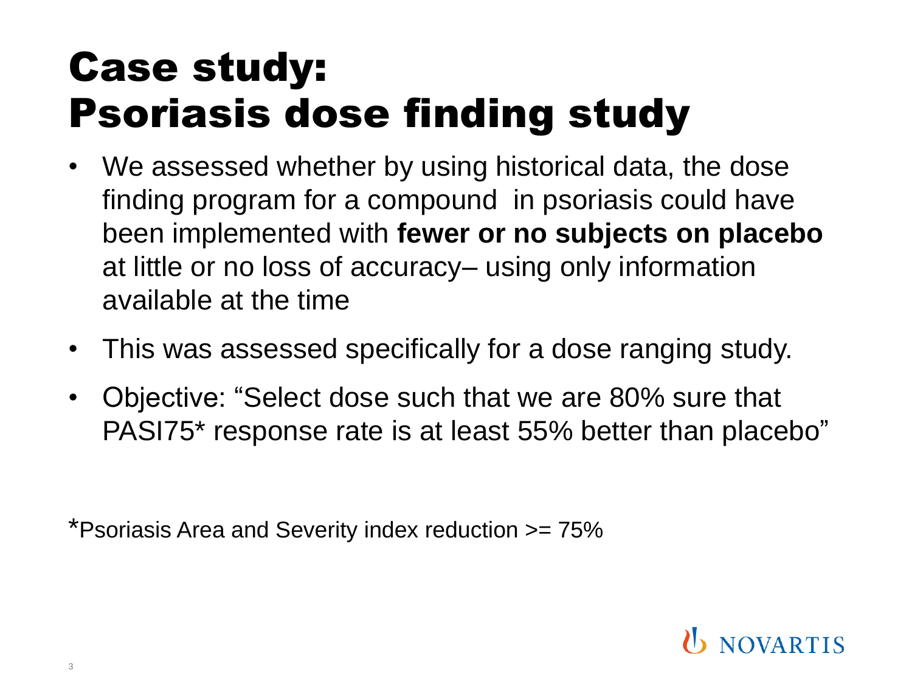# Case study: Psoriasis dose finding study

- We assessed whether by using historical data, the dose finding program for a compound in psoriasis could have been implemented with **fewer or no subjects on placebo** at little or no loss of accuracy– using only information available at the time
- This was assessed specifically for a dose ranging study.
- Objective: "Select dose such that we are 80% sure that PASI75* response rate is at least 55% better than placebo"

*Psoriasis Area and Severity index reduction >= 75%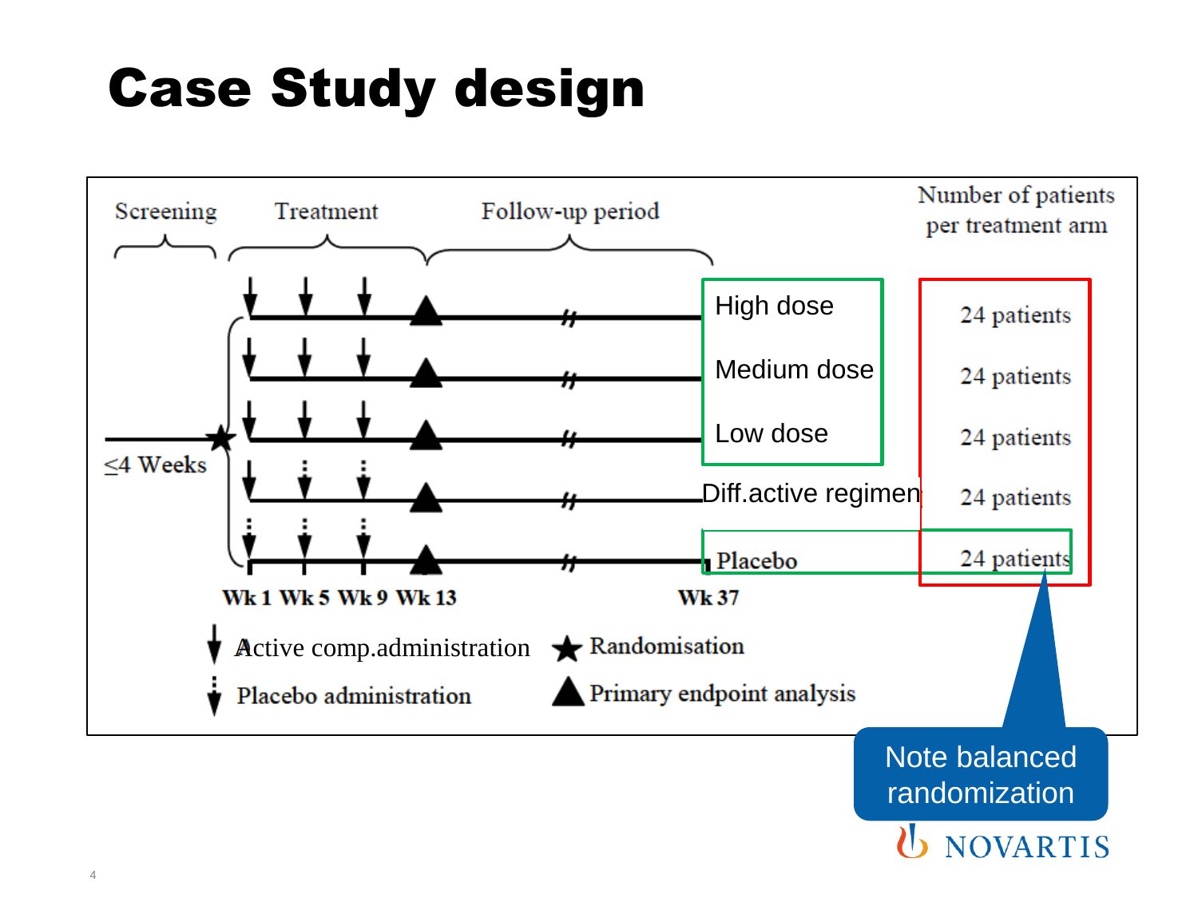# Case Study design

Screening | Treatment | Follow-up period

Number of patients per treatment arm

| Arm | Number of patients per treatment arm |
|---|---|
| High dose | 24 patients |
| Medium dose | 24 patients |
| Low dose | 24 patients |
| Diff.active regimen | 24 patients |
| Placebo | 24 patients |

≤4 Weeks

Wk 1 Wk 5 Wk 9 Wk 13 Wk 37

Active comp.administration

Placebo administration

Randomisation

Primary endpoint analysis

Note balanced randomization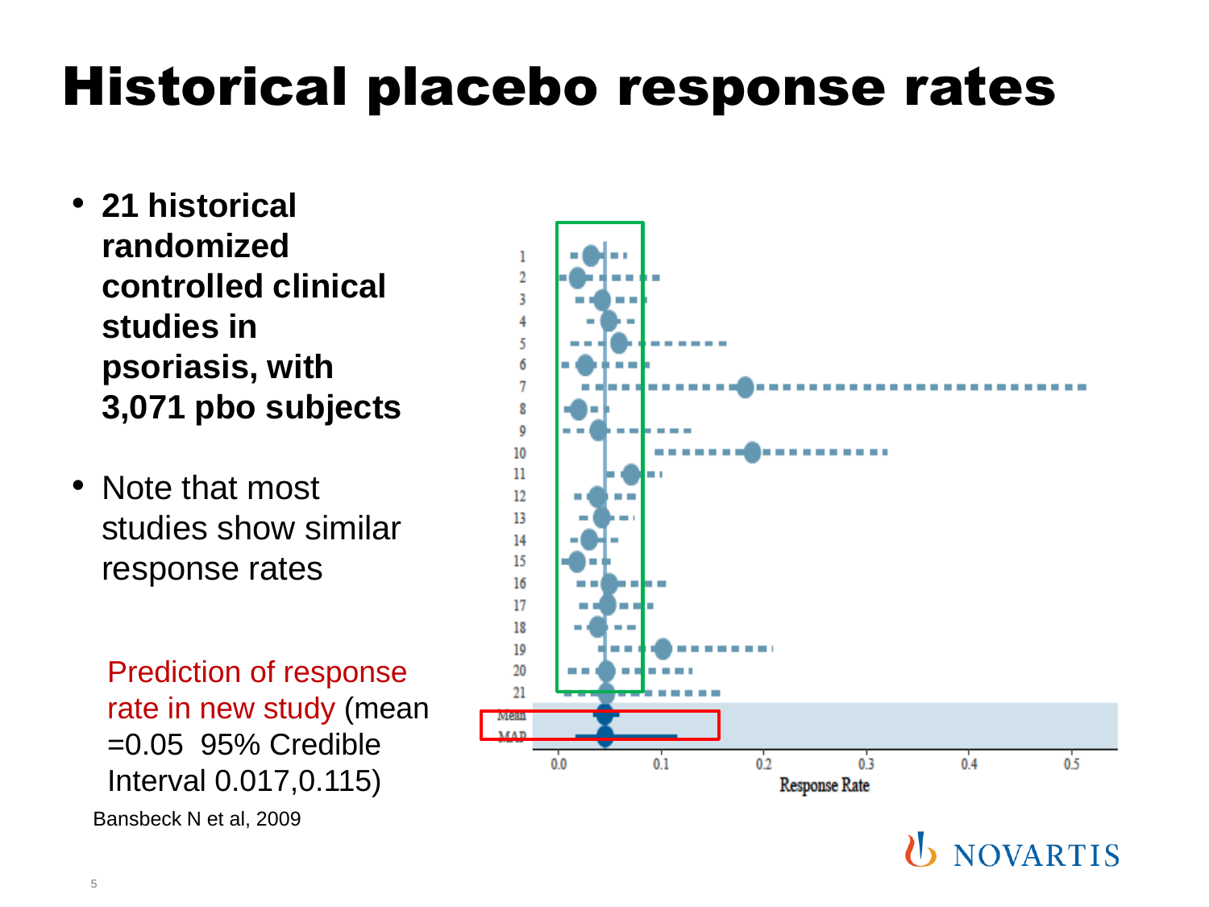# Historical placebo response rates

- **21 historical randomized controlled clinical studies in psoriasis, with 3,071 pbo subjects**
- Note that most studies show similar response rates

Prediction of response rate in new study (mean =0.05 95% Credible Interval 0.017,0.115)

Bansbeck N et al, 2009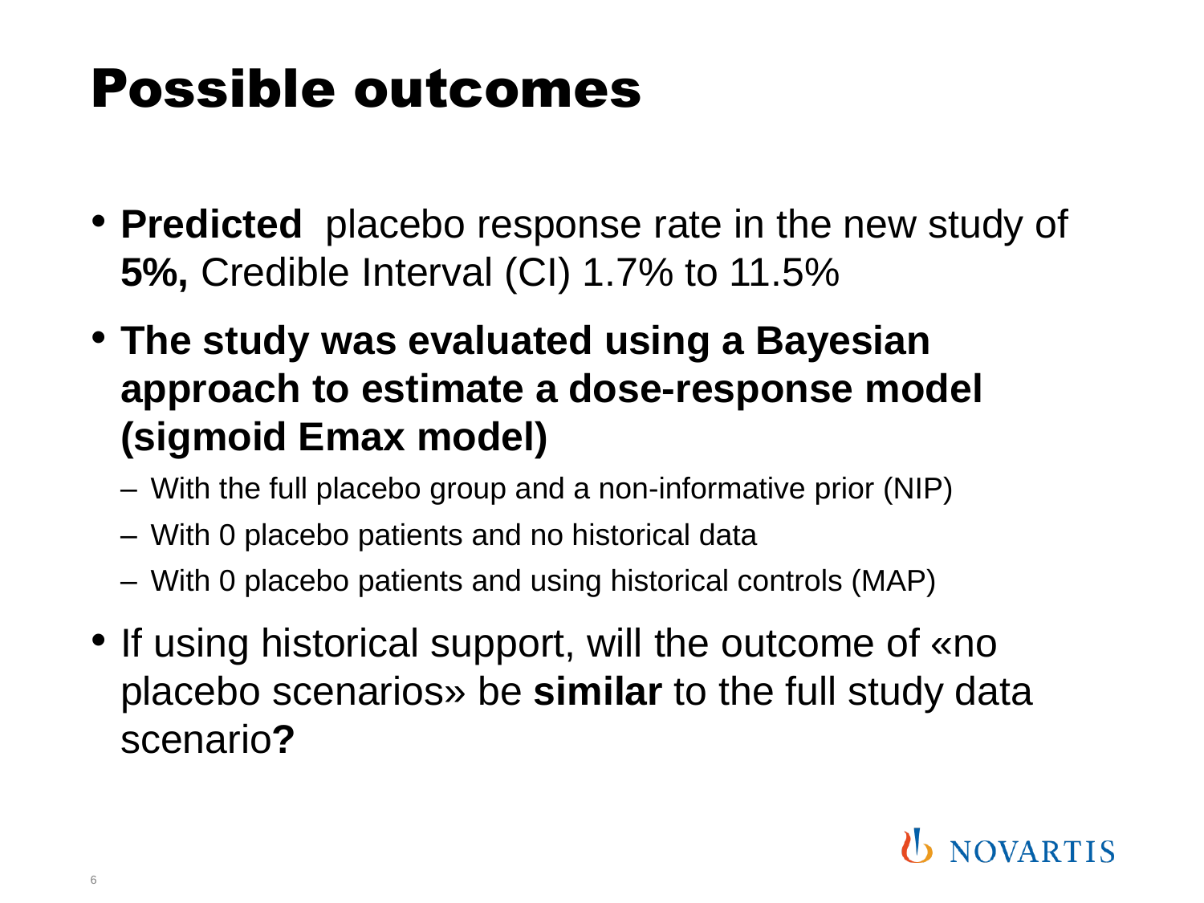# Possible outcomes

- **Predicted** placebo response rate in the new study of **5%,** Credible Interval (CI) 1.7% to 11.5%
- **The study was evaluated using a Bayesian approach to estimate a dose-response model (sigmoid Emax model)**
  - With the full placebo group and a non-informative prior (NIP)
  - With 0 placebo patients and no historical data
  - With 0 placebo patients and using historical controls (MAP)
- If using historical support, will the outcome of «no placebo scenarios» be **similar** to the full study data scenario**?**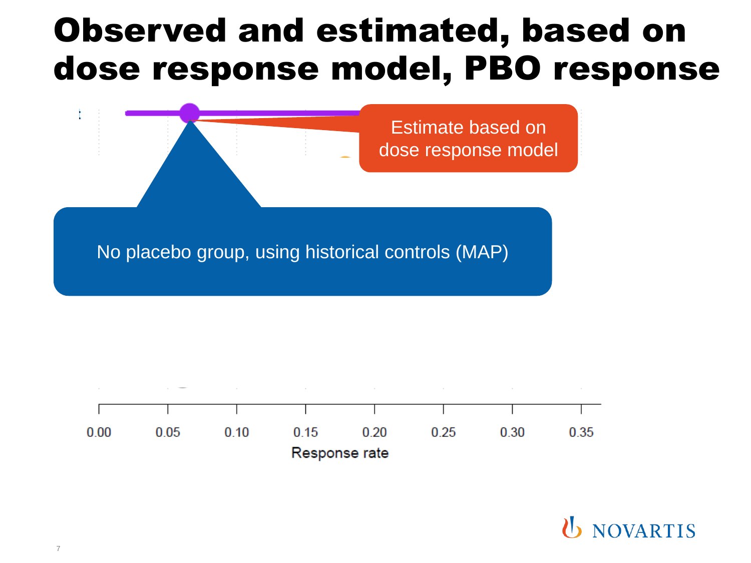# Observed and estimated, based on dose response model, PBO response

Estimate based on dose response model

No placebo group, using historical controls (MAP)

0.00 0.05 0.10 0.15 0.20 0.25 0.30 0.35

Response rate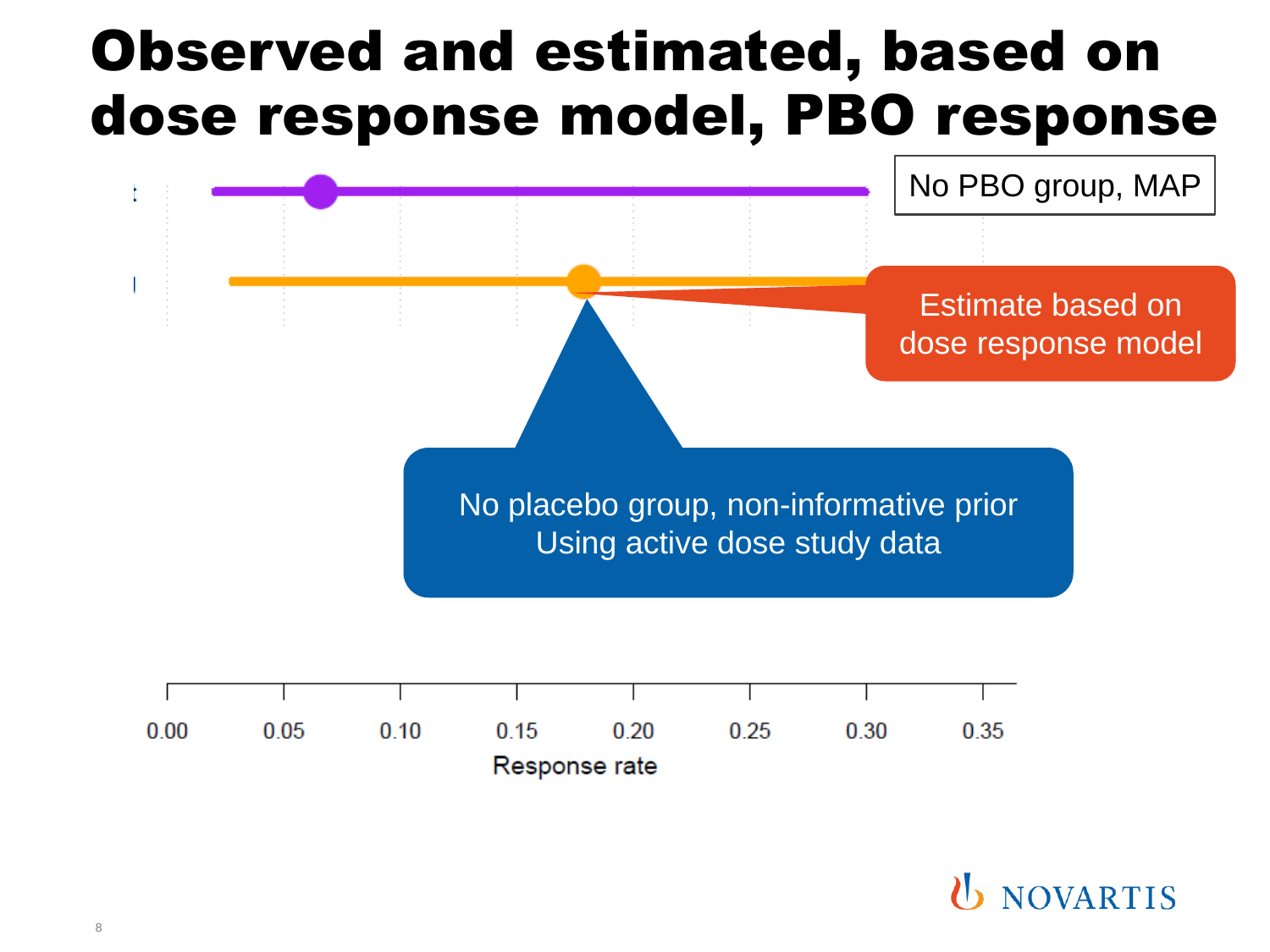# Observed and estimated, based on dose response model, PBO response

No PBO group, MAP

Estimate based on dose response model

No placebo group, non-informative prior
Using active dose study data

0.00 0.05 0.10 0.15 0.20 0.25 0.30 0.35

Response rate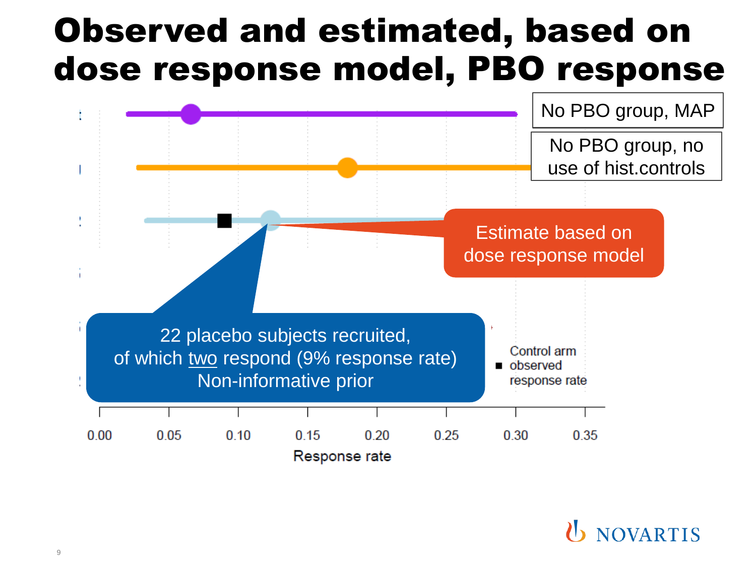# Observed and estimated, based on dose response model, PBO response

No PBO group, MAP

No PBO group, no use of hist.controls

Estimate based on dose response model

22 placebo subjects recruited, of which two respond (9% response rate) Non-informative prior

■ Control arm observed response rate

0.00 0.05 0.10 0.15 0.20 0.25 0.30 0.35

Response rate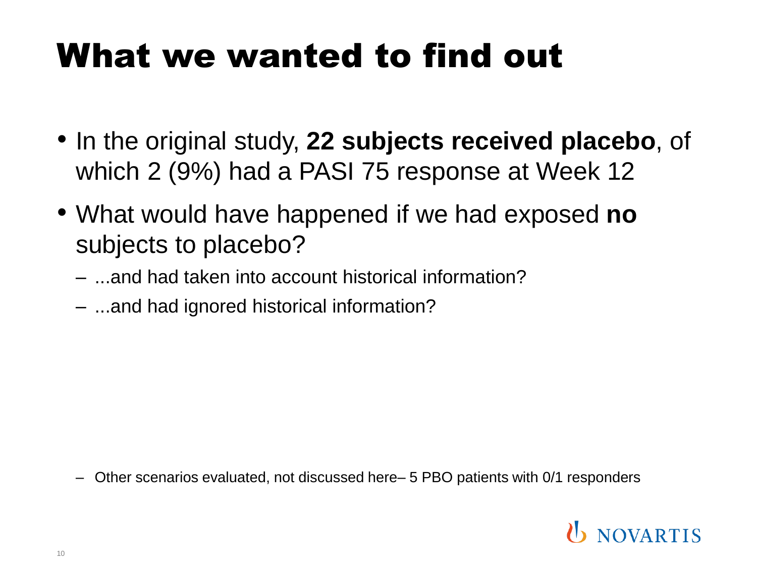# What we wanted to find out

- In the original study, **22 subjects received placebo**, of which 2 (9%) had a PASI 75 response at Week 12
- What would have happened if we had exposed **no** subjects to placebo?
  - ...and had taken into account historical information?
  - ...and had ignored historical information?

– Other scenarios evaluated, not discussed here– 5 PBO patients with 0/1 responders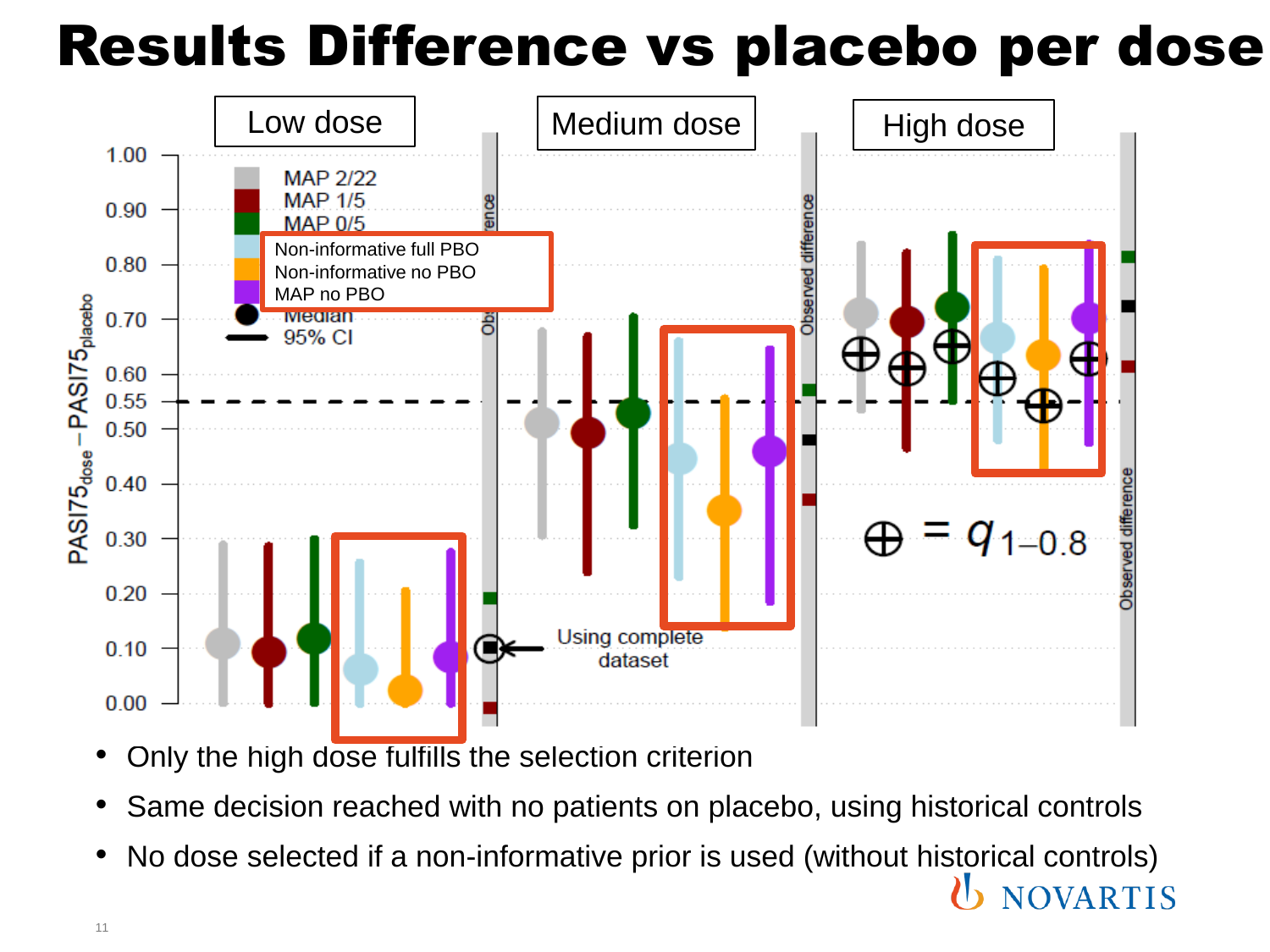# Results Difference vs placebo per dose

- Only the high dose fulfills the selection criterion
- Same decision reached with no patients on placebo, using historical controls
- No dose selected if a non-informative prior is used (without historical controls)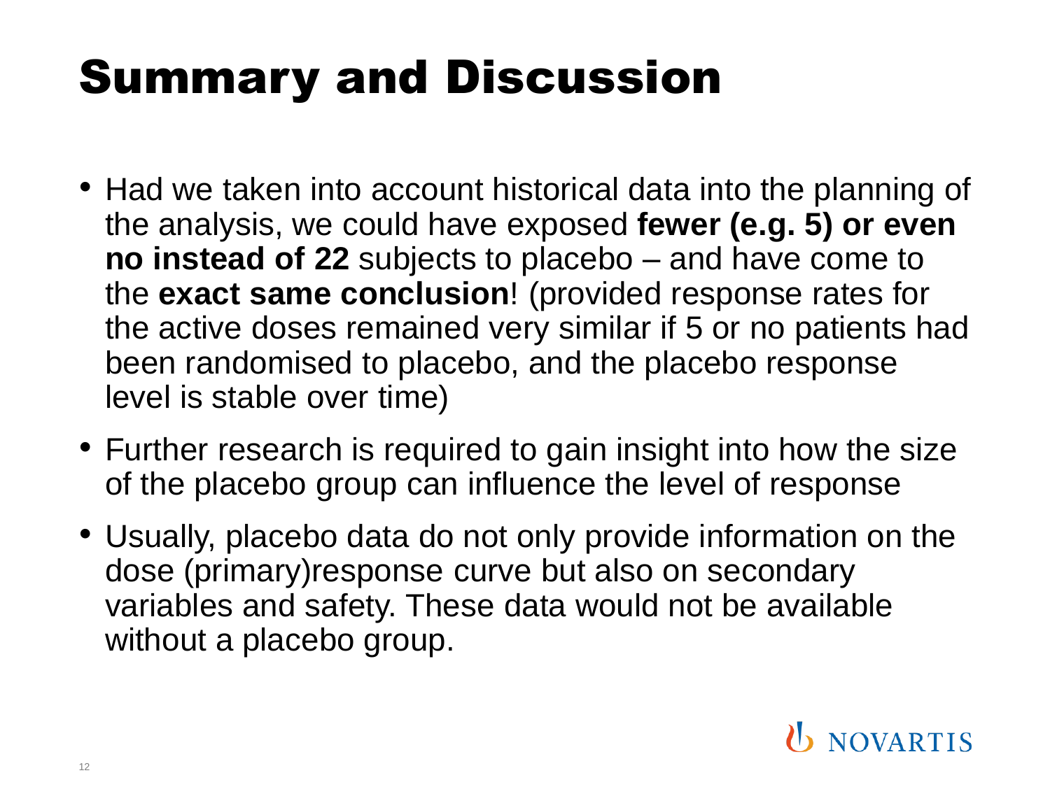# Summary and Discussion

- Had we taken into account historical data into the planning of the analysis, we could have exposed **fewer (e.g. 5) or even no instead of 22** subjects to placebo – and have come to the **exact same conclusion**! (provided response rates for the active doses remained very similar if 5 or no patients had been randomised to placebo, and the placebo response level is stable over time)
- Further research is required to gain insight into how the size of the placebo group can influence the level of response
- Usually, placebo data do not only provide information on the dose (primary)response curve but also on secondary variables and safety. These data would not be available without a placebo group.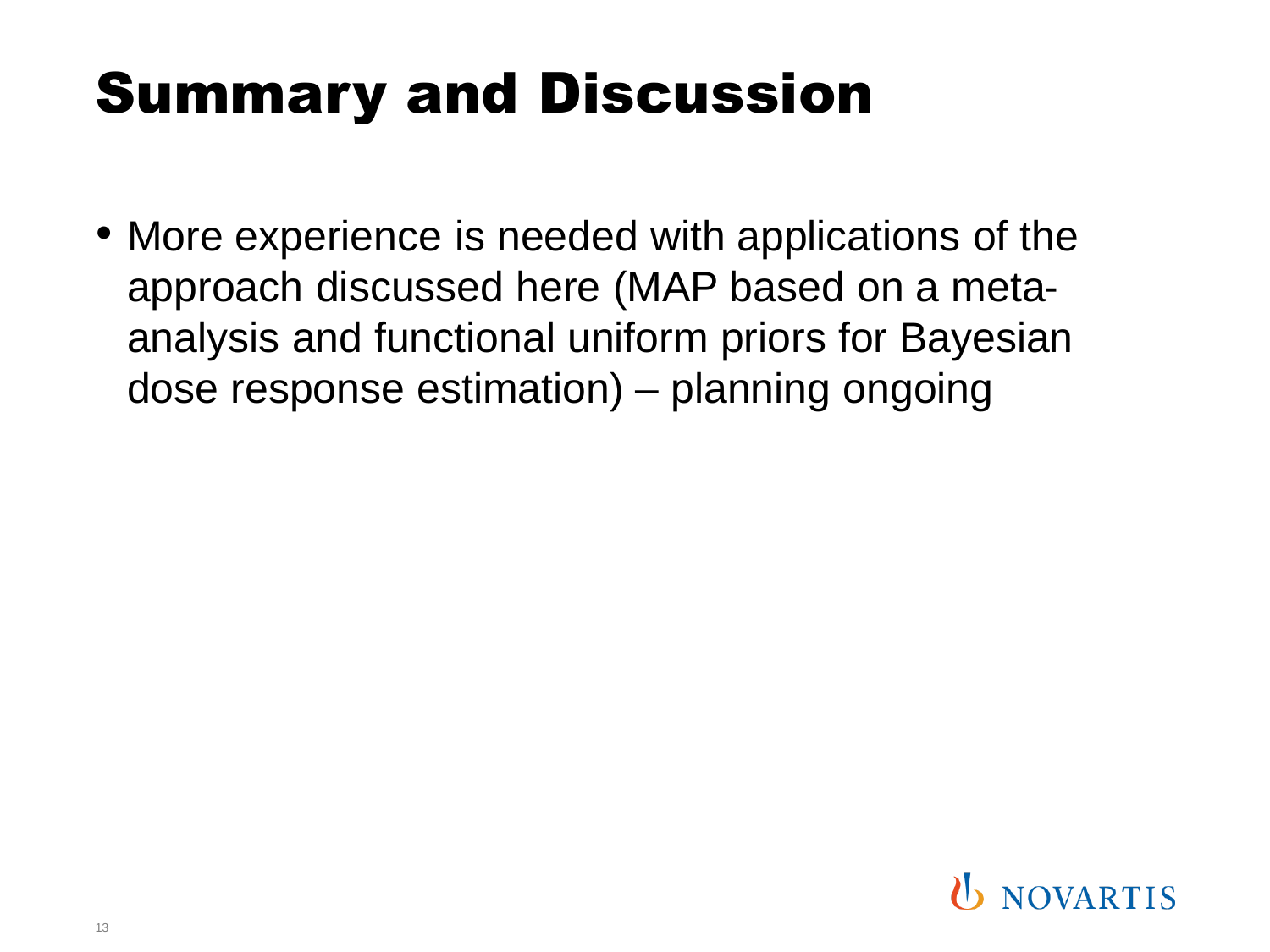# Summary and Discussion

- More experience is needed with applications of the approach discussed here (MAP based on a meta-analysis and functional uniform priors for Bayesian dose response estimation) – planning ongoing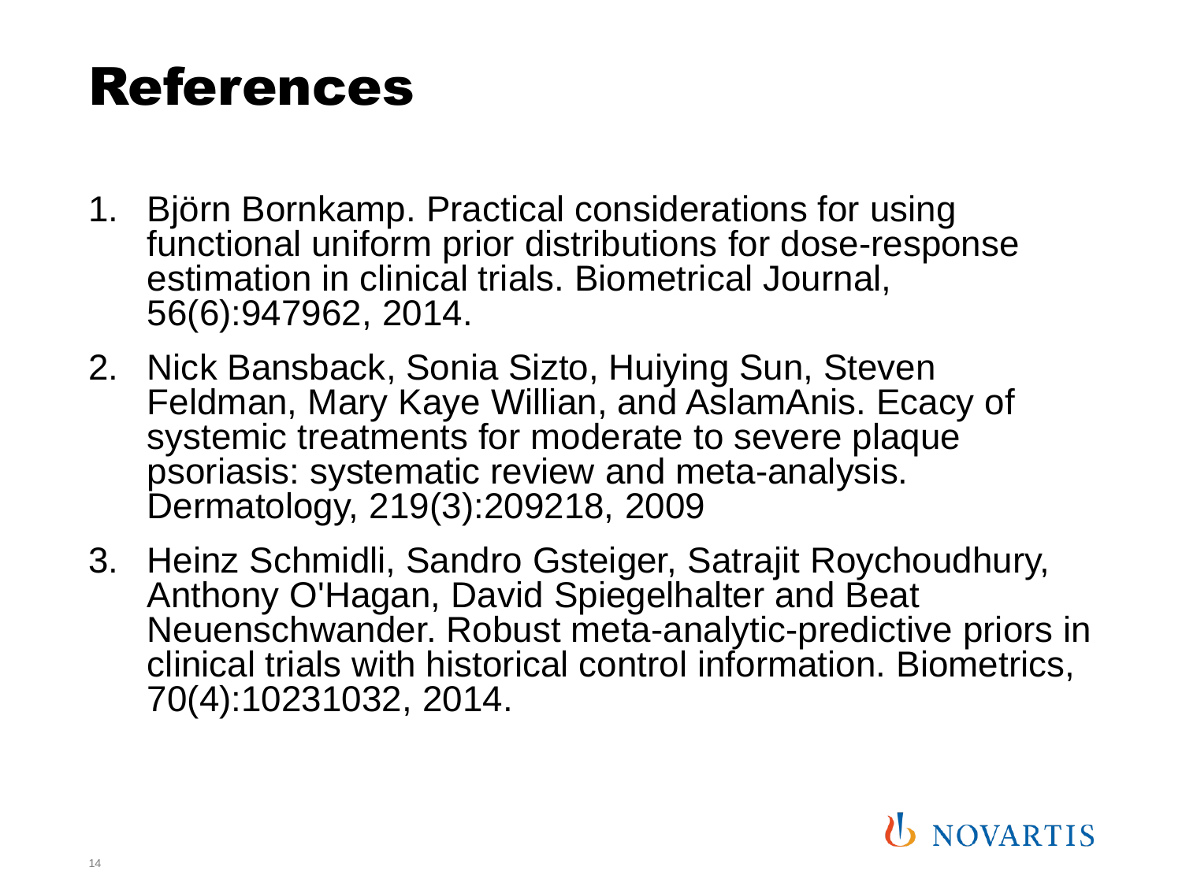# References

1. Björn Bornkamp. Practical considerations for using functional uniform prior distributions for dose-response estimation in clinical trials. Biometrical Journal, 56(6):947962, 2014.
2. Nick Bansback, Sonia Sizto, Huiying Sun, Steven Feldman, Mary Kaye Willian, and AslamAnis. Ecacy of systemic treatments for moderate to severe plaque psoriasis: systematic review and meta-analysis. Dermatology, 219(3):209218, 2009
3. Heinz Schmidli, Sandro Gsteiger, Satrajit Roychoudhury, Anthony O'Hagan, David Spiegelhalter and Beat Neuenschwander. Robust meta-analytic-predictive priors in clinical trials with historical control information. Biometrics, 70(4):10231032, 2014.

NOVARTIS